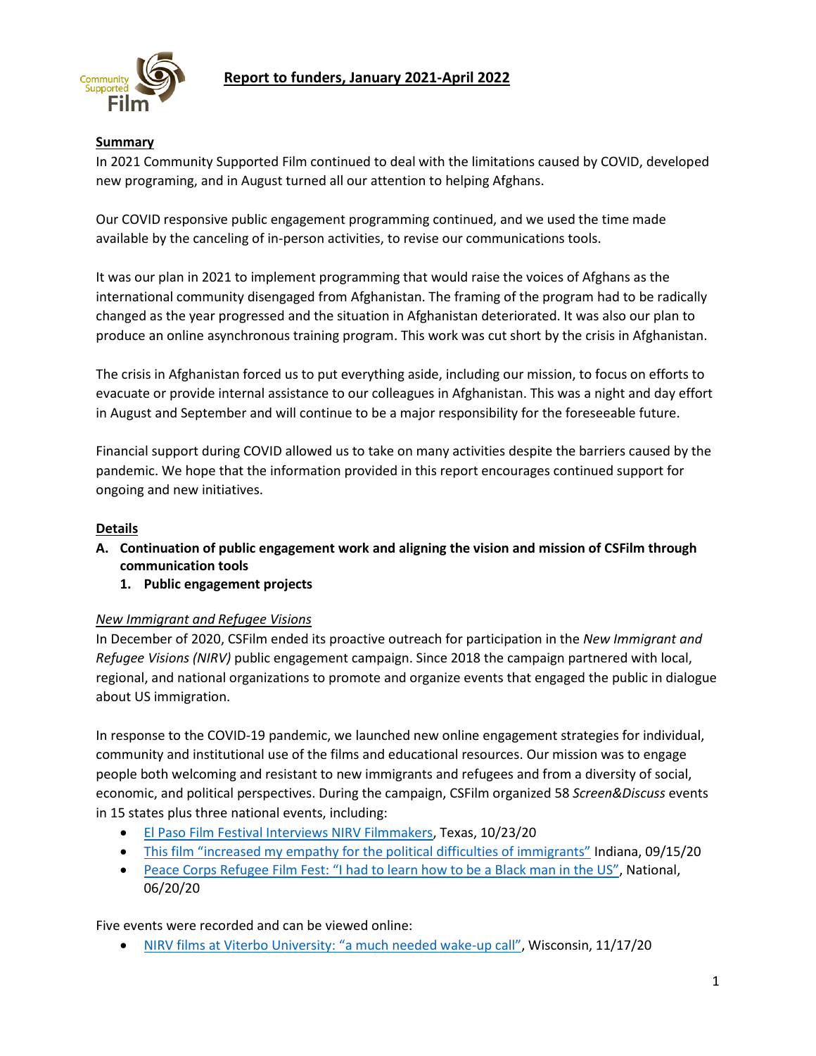# Report to funders, January 2021-April 2022

## Summary

In 2021 Community Supported Film continued to deal with the limitations caused by COVID, developed new programing, and in August turned all our attention to helping Afghans.

Our COVID responsive public engagement programming continued, and we used the time made available by the canceling of in-person activities, to revise our communications tools.

It was our plan in 2021 to implement programming that would raise the voices of Afghans as the international community disengaged from Afghanistan. The framing of the program had to be radically changed as the year progressed and the situation in Afghanistan deteriorated. It was also our plan to produce an online asynchronous training program. This work was cut short by the crisis in Afghanistan.

The crisis in Afghanistan forced us to put everything aside, including our mission, to focus on efforts to evacuate or provide internal assistance to our colleagues in Afghanistan. This was a night and day effort in August and September and will continue to be a major responsibility for the foreseeable future.

Financial support during COVID allowed us to take on many activities despite the barriers caused by the pandemic. We hope that the information provided in this report encourages continued support for ongoing and new initiatives.

## Details

**A. Continuation of public engagement work and aligning the vision and mission of CSFilm through communication tools**

**1. Public engagement projects**

*New Immigrant and Refugee Visions*

In December of 2020, CSFilm ended its proactive outreach for participation in the *New Immigrant and Refugee Visions (NIRV)* public engagement campaign. Since 2018 the campaign partnered with local, regional, and national organizations to promote and organize events that engaged the public in dialogue about US immigration.

In response to the COVID-19 pandemic, we launched new online engagement strategies for individual, community and institutional use of the films and educational resources. Our mission was to engage people both welcoming and resistant to new immigrants and refugees and from a diversity of social, economic, and political perspectives. During the campaign, CSFilm organized 58 *Screen&Discuss* events in 15 states plus three national events, including:

- El Paso Film Festival Interviews NIRV Filmmakers, Texas, 10/23/20
- This film "increased my empathy for the political difficulties of immigrants" Indiana, 09/15/20
- Peace Corps Refugee Film Fest: "I had to learn how to be a Black man in the US", National, 06/20/20

Five events were recorded and can be viewed online:

- NIRV films at Viterbo University: "a much needed wake-up call", Wisconsin, 11/17/20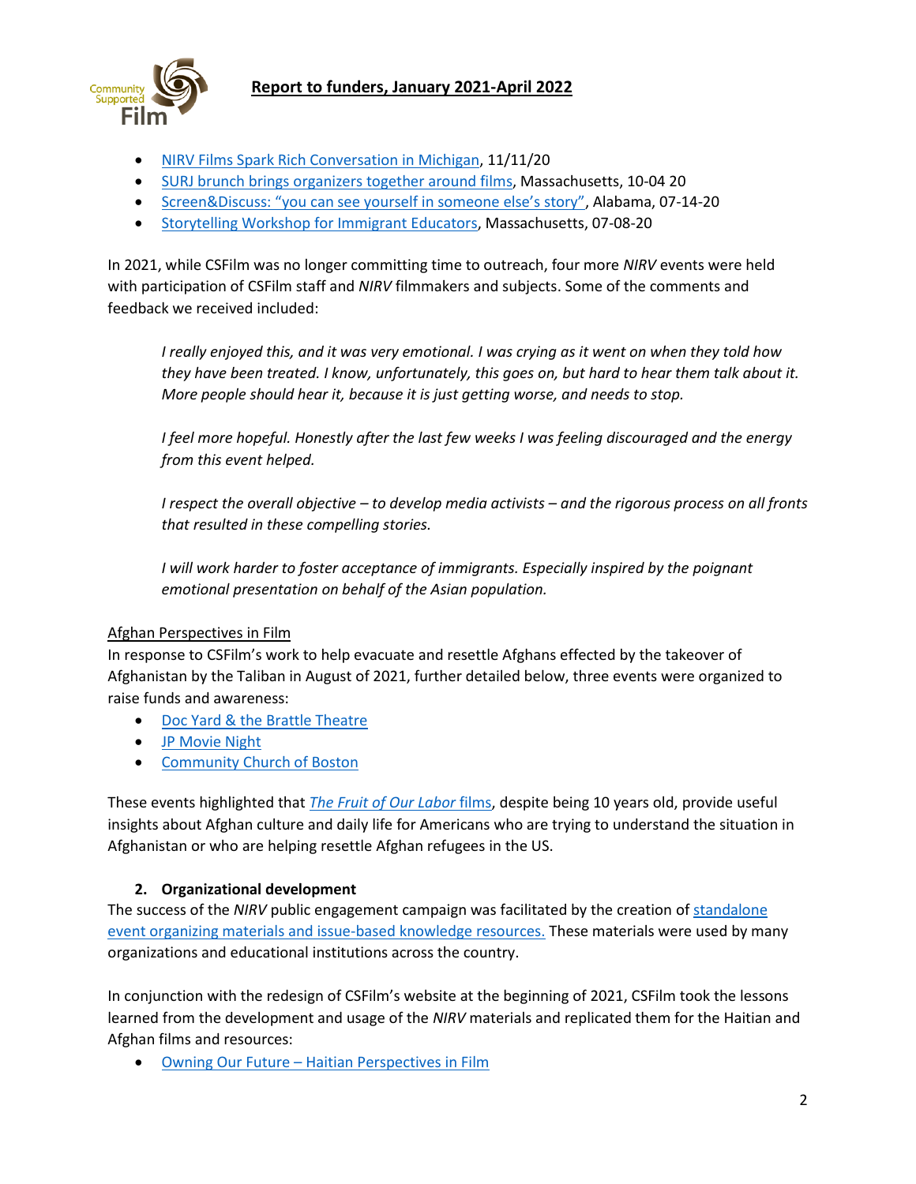- NIRV Films Spark Rich Conversation in Michigan, 11/11/20
- SURJ brunch brings organizers together around films, Massachusetts, 10-04 20
- Screen&Discuss: "you can see yourself in someone else's story", Alabama, 07-14-20
- Storytelling Workshop for Immigrant Educators, Massachusetts, 07-08-20

In 2021, while CSFilm was no longer committing time to outreach, four more *NIRV* events were held with participation of CSFilm staff and *NIRV* filmmakers and subjects. Some of the comments and feedback we received included:

> *I really enjoyed this, and it was very emotional. I was crying as it went on when they told how they have been treated. I know, unfortunately, this goes on, but hard to hear them talk about it. More people should hear it, because it is just getting worse, and needs to stop.*
>
> *I feel more hopeful. Honestly after the last few weeks I was feeling discouraged and the energy from this event helped.*
>
> *I respect the overall objective – to develop media activists – and the rigorous process on all fronts that resulted in these compelling stories.*
>
> *I will work harder to foster acceptance of immigrants. Especially inspired by the poignant emotional presentation on behalf of the Asian population.*

Afghan Perspectives in Film

In response to CSFilm's work to help evacuate and resettle Afghans effected by the takeover of Afghanistan by the Taliban in August of 2021, further detailed below, three events were organized to raise funds and awareness:

- Doc Yard & the Brattle Theatre
- JP Movie Night
- Community Church of Boston

These events highlighted that *The Fruit of Our Labor* films, despite being 10 years old, provide useful insights about Afghan culture and daily life for Americans who are trying to understand the situation in Afghanistan or who are helping resettle Afghan refugees in the US.

### 2. Organizational development

The success of the *NIRV* public engagement campaign was facilitated by the creation of standalone event organizing materials and issue-based knowledge resources. These materials were used by many organizations and educational institutions across the country.

In conjunction with the redesign of CSFilm's website at the beginning of 2021, CSFilm took the lessons learned from the development and usage of the *NIRV* materials and replicated them for the Haitian and Afghan films and resources:

- Owning Our Future – Haitian Perspectives in Film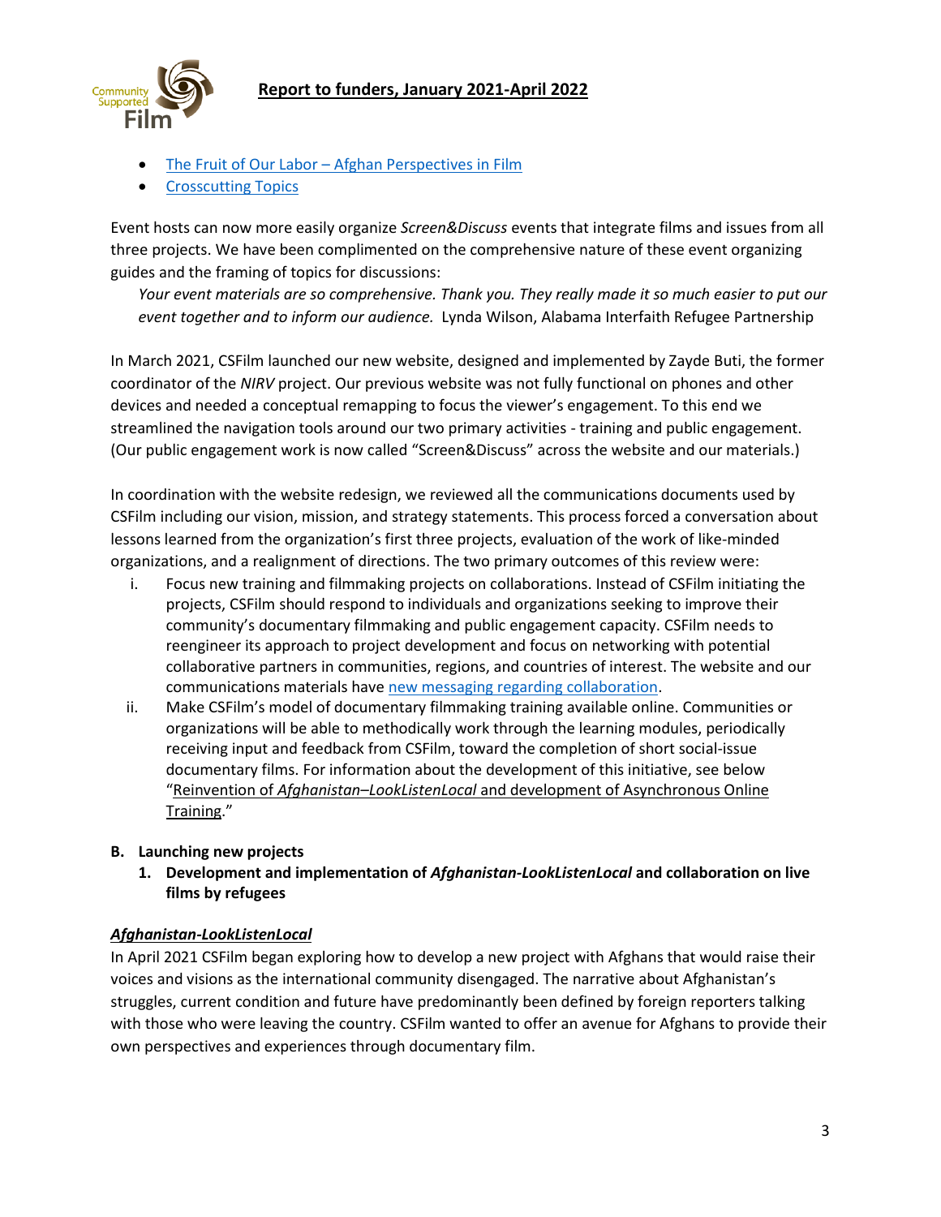- [The Fruit of Our Labor – Afghan Perspectives in Film]()
- [Crosscutting Topics]()

Event hosts can now more easily organize *Screen&Discuss* events that integrate films and issues from all three projects. We have been complimented on the comprehensive nature of these event organizing guides and the framing of topics for discussions:

> *Your event materials are so comprehensive. Thank you. They really made it so much easier to put our event together and to inform our audience.* Lynda Wilson, Alabama Interfaith Refugee Partnership

In March 2021, CSFilm launched our new website, designed and implemented by Zayde Buti, the former coordinator of the *NIRV* project. Our previous website was not fully functional on phones and other devices and needed a conceptual remapping to focus the viewer's engagement. To this end we streamlined the navigation tools around our two primary activities - training and public engagement. (Our public engagement work is now called "Screen&Discuss" across the website and our materials.)

In coordination with the website redesign, we reviewed all the communications documents used by CSFilm including our vision, mission, and strategy statements. This process forced a conversation about lessons learned from the organization's first three projects, evaluation of the work of like-minded organizations, and a realignment of directions. The two primary outcomes of this review were:

i. Focus new training and filmmaking projects on collaborations. Instead of CSFilm initiating the projects, CSFilm should respond to individuals and organizations seeking to improve their community's documentary filmmaking and public engagement capacity. CSFilm needs to reengineer its approach to project development and focus on networking with potential collaborative partners in communities, regions, and countries of interest. The website and our communications materials have [new messaging regarding collaboration]().

ii. Make CSFilm's model of documentary filmmaking training available online. Communities or organizations will be able to methodically work through the learning modules, periodically receiving input and feedback from CSFilm, toward the completion of short social-issue documentary films. For information about the development of this initiative, see below "Reinvention of *Afghanistan–LookListenLocal* and development of Asynchronous Online Training."

**B. Launching new projects**

**1. Development and implementation of *Afghanistan-LookListenLocal* and collaboration on live films by refugees**

***Afghanistan-LookListenLocal***

In April 2021 CSFilm began exploring how to develop a new project with Afghans that would raise their voices and visions as the international community disengaged. The narrative about Afghanistan's struggles, current condition and future have predominantly been defined by foreign reporters talking with those who were leaving the country. CSFilm wanted to offer an avenue for Afghans to provide their own perspectives and experiences through documentary film.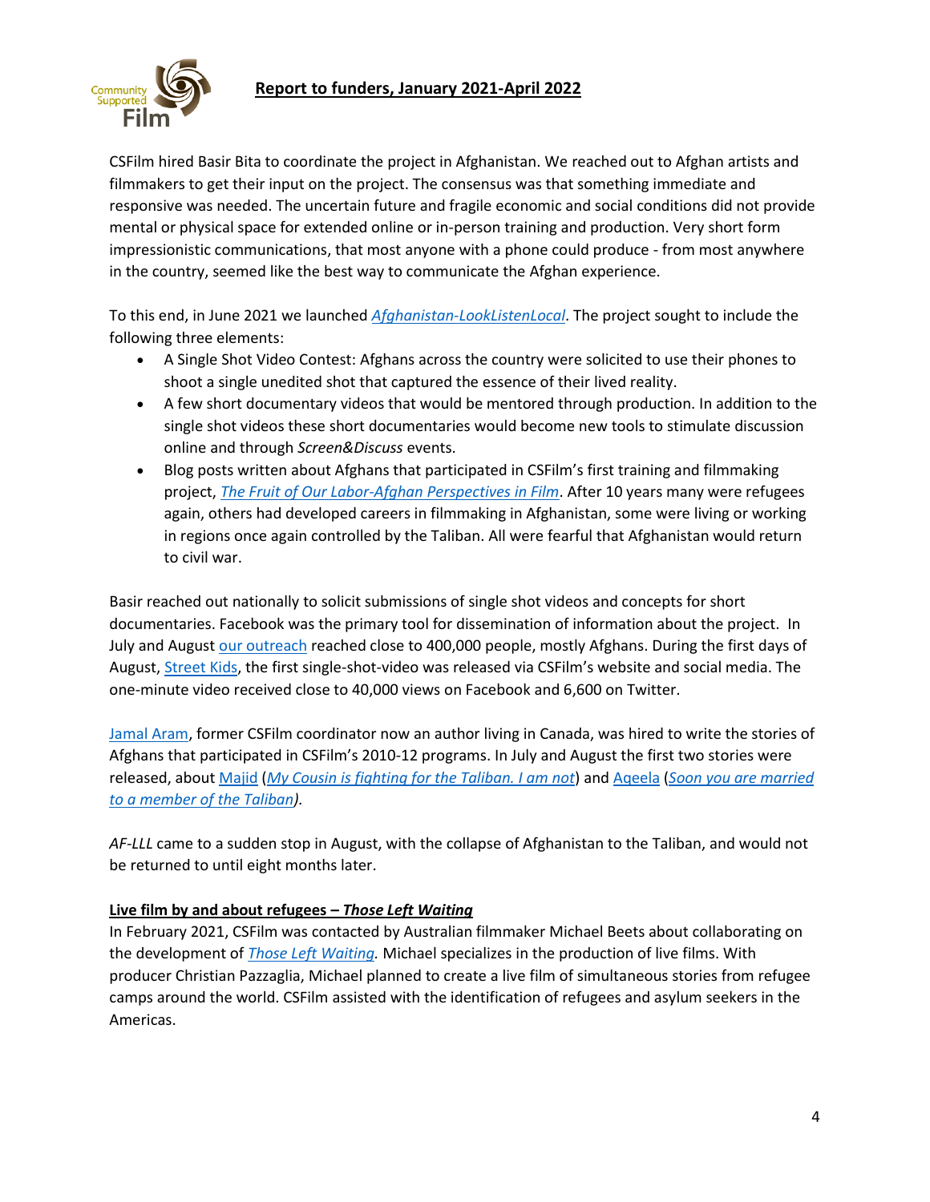CSFilm hired Basir Bita to coordinate the project in Afghanistan. We reached out to Afghan artists and filmmakers to get their input on the project. The consensus was that something immediate and responsive was needed. The uncertain future and fragile economic and social conditions did not provide mental or physical space for extended online or in-person training and production. Very short form impressionistic communications, that most anyone with a phone could produce - from most anywhere in the country, seemed like the best way to communicate the Afghan experience.

To this end, in June 2021 we launched *Afghanistan-LookListenLocal*. The project sought to include the following three elements:

- A Single Shot Video Contest: Afghans across the country were solicited to use their phones to shoot a single unedited shot that captured the essence of their lived reality.
- A few short documentary videos that would be mentored through production. In addition to the single shot videos these short documentaries would become new tools to stimulate discussion online and through *Screen&Discuss* events.
- Blog posts written about Afghans that participated in CSFilm's first training and filmmaking project, *The Fruit of Our Labor-Afghan Perspectives in Film*. After 10 years many were refugees again, others had developed careers in filmmaking in Afghanistan, some were living or working in regions once again controlled by the Taliban. All were fearful that Afghanistan would return to civil war.

Basir reached out nationally to solicit submissions of single shot videos and concepts for short documentaries. Facebook was the primary tool for dissemination of information about the project. In July and August our outreach reached close to 400,000 people, mostly Afghans. During the first days of August, Street Kids, the first single-shot-video was released via CSFilm's website and social media. The one-minute video received close to 40,000 views on Facebook and 6,600 on Twitter.

Jamal Aram, former CSFilm coordinator now an author living in Canada, was hired to write the stories of Afghans that participated in CSFilm's 2010-12 programs. In July and August the first two stories were released, about Majid (*My Cousin is fighting for the Taliban. I am not*) and Aqeela (*Soon you are married to a member of the Taliban*).

*AF-LLL* came to a sudden stop in August, with the collapse of Afghanistan to the Taliban, and would not be returned to until eight months later.

**Live film by and about refugees – *Those Left Waiting***

In February 2021, CSFilm was contacted by Australian filmmaker Michael Beets about collaborating on the development of *Those Left Waiting.* Michael specializes in the production of live films. With producer Christian Pazzaglia, Michael planned to create a live film of simultaneous stories from refugee camps around the world. CSFilm assisted with the identification of refugees and asylum seekers in the Americas.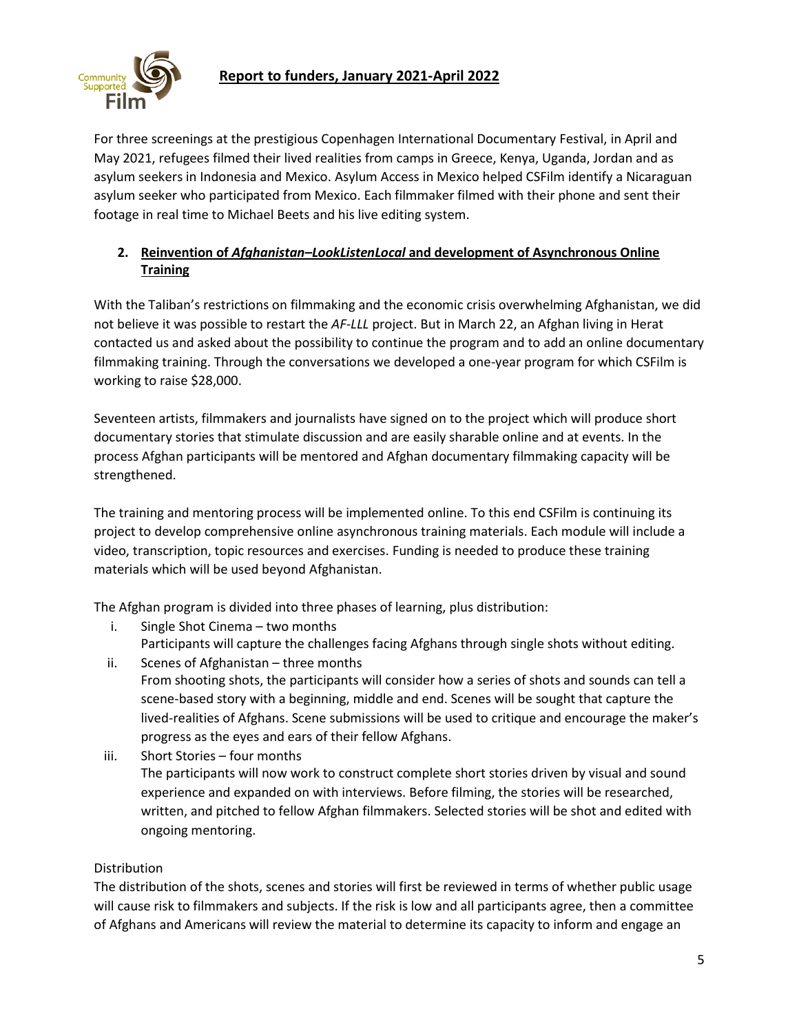For three screenings at the prestigious Copenhagen International Documentary Festival, in April and May 2021, refugees filmed their lived realities from camps in Greece, Kenya, Uganda, Jordan and as asylum seekers in Indonesia and Mexico. Asylum Access in Mexico helped CSFilm identify a Nicaraguan asylum seeker who participated from Mexico. Each filmmaker filmed with their phone and sent their footage in real time to Michael Beets and his live editing system.

## 2. Reinvention of *Afghanistan–LookListenLocal* and development of Asynchronous Online Training

With the Taliban's restrictions on filmmaking and the economic crisis overwhelming Afghanistan, we did not believe it was possible to restart the *AF-LLL* project. But in March 22, an Afghan living in Herat contacted us and asked about the possibility to continue the program and to add an online documentary filmmaking training. Through the conversations we developed a one-year program for which CSFilm is working to raise $28,000.

Seventeen artists, filmmakers and journalists have signed on to the project which will produce short documentary stories that stimulate discussion and are easily sharable online and at events. In the process Afghan participants will be mentored and Afghan documentary filmmaking capacity will be strengthened.

The training and mentoring process will be implemented online. To this end CSFilm is continuing its project to develop comprehensive online asynchronous training materials. Each module will include a video, transcription, topic resources and exercises. Funding is needed to produce these training materials which will be used beyond Afghanistan.

The Afghan program is divided into three phases of learning, plus distribution:

i. Single Shot Cinema – two months
   Participants will capture the challenges facing Afghans through single shots without editing.
ii. Scenes of Afghanistan – three months
   From shooting shots, the participants will consider how a series of shots and sounds can tell a scene-based story with a beginning, middle and end. Scenes will be sought that capture the lived-realities of Afghans. Scene submissions will be used to critique and encourage the maker's progress as the eyes and ears of their fellow Afghans.
iii. Short Stories – four months
   The participants will now work to construct complete short stories driven by visual and sound experience and expanded on with interviews. Before filming, the stories will be researched, written, and pitched to fellow Afghan filmmakers. Selected stories will be shot and edited with ongoing mentoring.

Distribution

The distribution of the shots, scenes and stories will first be reviewed in terms of whether public usage will cause risk to filmmakers and subjects. If the risk is low and all participants agree, then a committee of Afghans and Americans will review the material to determine its capacity to inform and engage an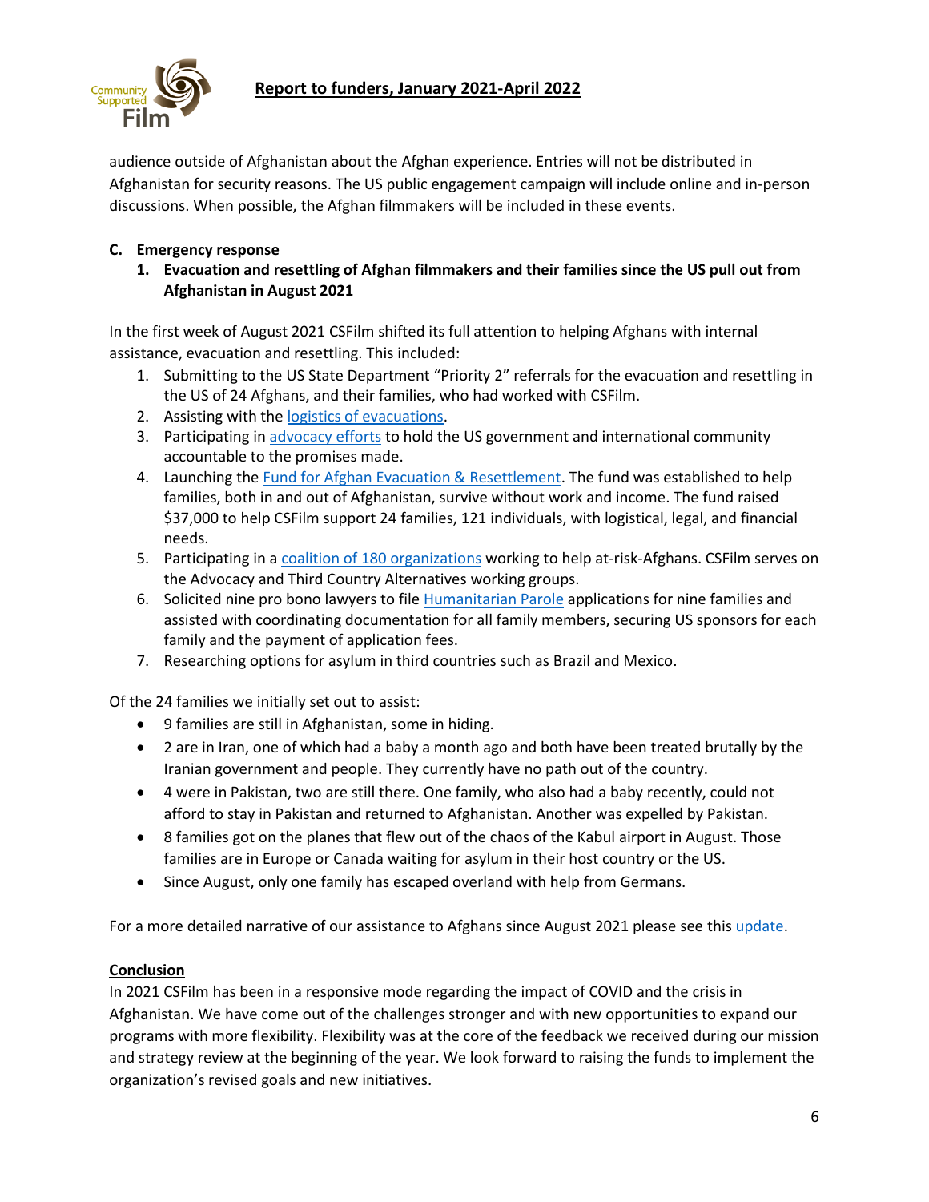audience outside of Afghanistan about the Afghan experience. Entries will not be distributed in Afghanistan for security reasons. The US public engagement campaign will include online and in-person discussions. When possible, the Afghan filmmakers will be included in these events.

**C. Emergency response**

**1. Evacuation and resettling of Afghan filmmakers and their families since the US pull out from Afghanistan in August 2021**

In the first week of August 2021 CSFilm shifted its full attention to helping Afghans with internal assistance, evacuation and resettling. This included:

1. Submitting to the US State Department "Priority 2" referrals for the evacuation and resettling in the US of 24 Afghans, and their families, who had worked with CSFilm.
2. Assisting with the logistics of evacuations.
3. Participating in advocacy efforts to hold the US government and international community accountable to the promises made.
4. Launching the Fund for Afghan Evacuation & Resettlement. The fund was established to help families, both in and out of Afghanistan, survive without work and income. The fund raised $37,000 to help CSFilm support 24 families, 121 individuals, with logistical, legal, and financial needs.
5. Participating in a coalition of 180 organizations working to help at-risk-Afghans. CSFilm serves on the Advocacy and Third Country Alternatives working groups.
6. Solicited nine pro bono lawyers to file Humanitarian Parole applications for nine families and assisted with coordinating documentation for all family members, securing US sponsors for each family and the payment of application fees.
7. Researching options for asylum in third countries such as Brazil and Mexico.

Of the 24 families we initially set out to assist:

- 9 families are still in Afghanistan, some in hiding.
- 2 are in Iran, one of which had a baby a month ago and both have been treated brutally by the Iranian government and people. They currently have no path out of the country.
- 4 were in Pakistan, two are still there. One family, who also had a baby recently, could not afford to stay in Pakistan and returned to Afghanistan. Another was expelled by Pakistan.
- 8 families got on the planes that flew out of the chaos of the Kabul airport in August. Those families are in Europe or Canada waiting for asylum in their host country or the US.
- Since August, only one family has escaped overland with help from Germans.

For a more detailed narrative of our assistance to Afghans since August 2021 please see this update.

**Conclusion**

In 2021 CSFilm has been in a responsive mode regarding the impact of COVID and the crisis in Afghanistan. We have come out of the challenges stronger and with new opportunities to expand our programs with more flexibility. Flexibility was at the core of the feedback we received during our mission and strategy review at the beginning of the year. We look forward to raising the funds to implement the organization's revised goals and new initiatives.